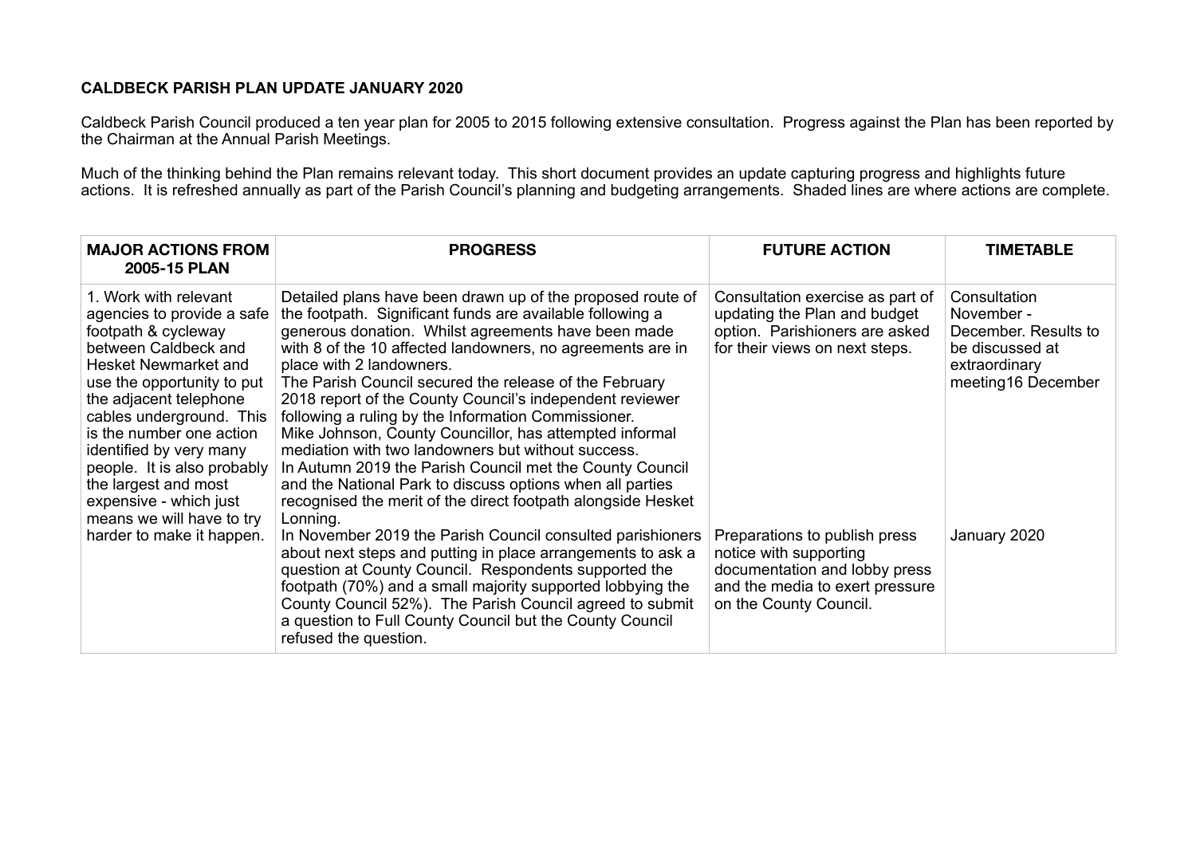**CALDBECK PARISH PLAN UPDATE JANUARY 2020**

Caldbeck Parish Council produced a ten year plan for 2005 to 2015 following extensive consultation. Progress against the Plan has been reported by the Chairman at the Annual Parish Meetings.

Much of the thinking behind the Plan remains relevant today. This short document provides an update capturing progress and highlights future actions. It is refreshed annually as part of the Parish Council's planning and budgeting arrangements. Shaded lines are where actions are complete.

| MAJOR ACTIONS FROM 2005-15 PLAN | PROGRESS | FUTURE ACTION | TIMETABLE |
|---|---|---|---|
| 1. Work with relevant agencies to provide a safe footpath & cycleway between Caldbeck and Hesket Newmarket and use the opportunity to put the adjacent telephone cables underground. This is the number one action identified by very many people. It is also probably the largest and most expensive - which just means we will have to try harder to make it happen. | Detailed plans have been drawn up of the proposed route of the footpath. Significant funds are available following a generous donation. Whilst agreements have been made with 8 of the 10 affected landowners, no agreements are in place with 2 landowners.<br>The Parish Council secured the release of the February 2018 report of the County Council's independent reviewer following a ruling by the Information Commissioner.<br>Mike Johnson, County Councillor, has attempted informal mediation with two landowners but without success.<br>In Autumn 2019 the Parish Council met the County Council and the National Park to discuss options when all parties recognised the merit of the direct footpath alongside Hesket Lonning. | Consultation exercise as part of updating the Plan and budget option. Parishioners are asked for their views on next steps. | Consultation November - December. Results to be discussed at extraordinary meeting16 December |
| | In November 2019 the Parish Council consulted parishioners about next steps and putting in place arrangements to ask a question at County Council. Respondents supported the footpath (70%) and a small majority supported lobbying the County Council 52%). The Parish Council agreed to submit a question to Full County Council but the County Council refused the question. | Preparations to publish press notice with supporting documentation and lobby press and the media to exert pressure on the County Council. | January 2020 |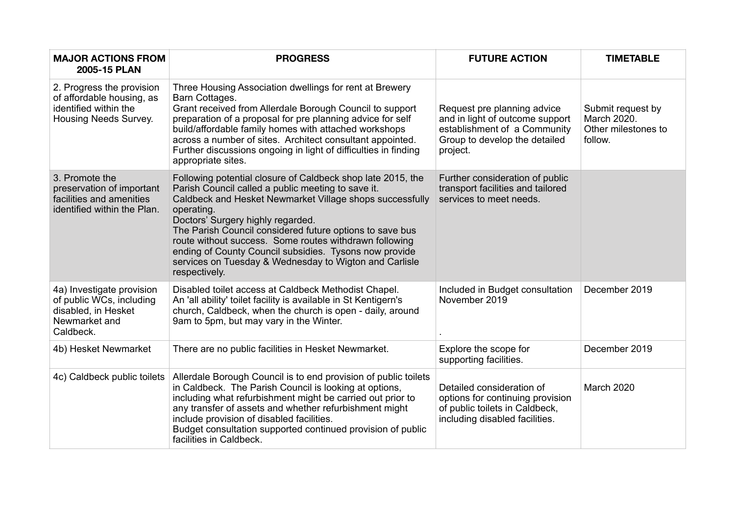| MAJOR ACTIONS FROM 2005-15 PLAN | PROGRESS | FUTURE ACTION | TIMETABLE |
|---|---|---|---|
| 2. Progress the provision of affordable housing, as identified within the Housing Needs Survey. | Three Housing Association dwellings for rent at Brewery Barn Cottages.<br>Grant received from Allerdale Borough Council to support preparation of a proposal for pre planning advice for self build/affordable family homes with attached workshops across a number of sites. Architect consultant appointed. Further discussions ongoing in light of difficulties in finding appropriate sites. | Request pre planning advice and in light of outcome support establishment of a Community Group to develop the detailed project. | Submit request by March 2020. Other milestones to follow. |
| 3. Promote the preservation of important facilities and amenities identified within the Plan. | Following potential closure of Caldbeck shop late 2015, the Parish Council called a public meeting to save it.<br>Caldbeck and Hesket Newmarket Village shops successfully operating.<br>Doctors' Surgery highly regarded.<br>The Parish Council considered future options to save bus route without success. Some routes withdrawn following ending of County Council subsidies. Tysons now provide services on Tuesday & Wednesday to Wigton and Carlisle respectively. | Further consideration of public transport facilities and tailored services to meet needs. | |
| 4a) Investigate provision of public WCs, including disabled, in Hesket Newmarket and Caldbeck. | Disabled toilet access at Caldbeck Methodist Chapel.<br>An 'all ability' toilet facility is available in St Kentigern's church, Caldbeck, when the church is open - daily, around 9am to 5pm, but may vary in the Winter. | Included in Budget consultation November 2019<br>. | December 2019 |
| 4b) Hesket Newmarket | There are no public facilities in Hesket Newmarket. | Explore the scope for supporting facilities. | December 2019 |
| 4c) Caldbeck public toilets | Allerdale Borough Council is to end provision of public toilets in Caldbeck. The Parish Council is looking at options, including what refurbishment might be carried out prior to any transfer of assets and whether refurbishment might include provision of disabled facilities.<br>Budget consultation supported continued provision of public facilities in Caldbeck. | Detailed consideration of options for continuing provision of public toilets in Caldbeck, including disabled facilities. | March 2020 |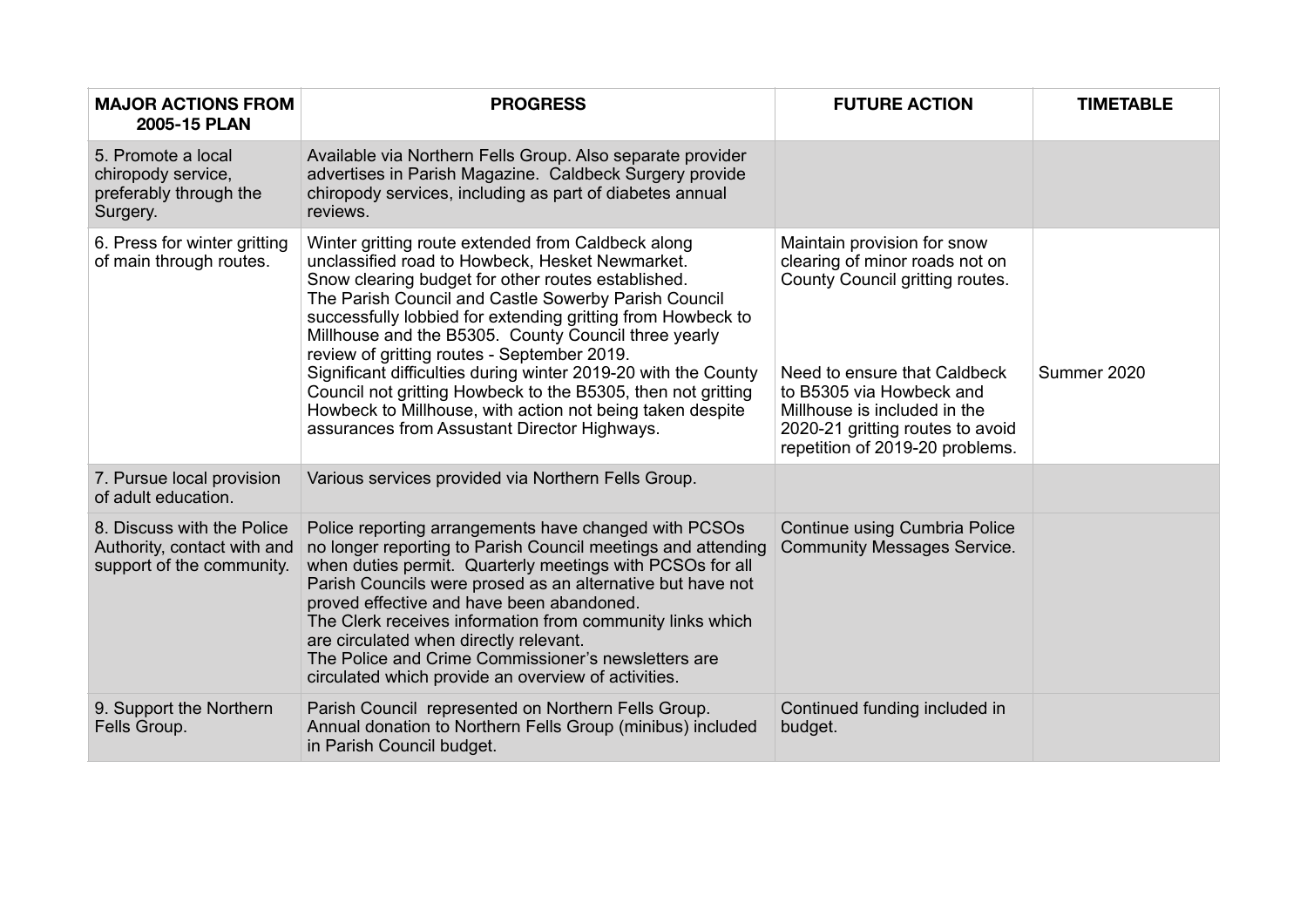| MAJOR ACTIONS FROM 2005-15 PLAN | PROGRESS | FUTURE ACTION | TIMETABLE |
|---|---|---|---|
| 5. Promote a local chiropody service, preferably through the Surgery. | Available via Northern Fells Group. Also separate provider advertises in Parish Magazine. Caldbeck Surgery provide chiropody services, including as part of diabetes annual reviews. | | |
| 6. Press for winter gritting of main through routes. | Winter gritting route extended from Caldbeck along unclassified road to Howbeck, Hesket Newmarket. Snow clearing budget for other routes established. The Parish Council and Castle Sowerby Parish Council successfully lobbied for extending gritting from Howbeck to Millhouse and the B5305. County Council three yearly review of gritting routes - September 2019. Significant difficulties during winter 2019-20 with the County Council not gritting Howbeck to the B5305, then not gritting Howbeck to Millhouse, with action not being taken despite assurances from Assustant Director Highways. | Maintain provision for snow clearing of minor roads not on County Council gritting routes. Need to ensure that Caldbeck to B5305 via Howbeck and Millhouse is included in the 2020-21 gritting routes to avoid repetition of 2019-20 problems. | Summer 2020 |
| 7. Pursue local provision of adult education. | Various services provided via Northern Fells Group. | | |
| 8. Discuss with the Police Authority, contact with and support of the community. | Police reporting arrangements have changed with PCSOs no longer reporting to Parish Council meetings and attending when duties permit. Quarterly meetings with PCSOs for all Parish Councils were prosed as an alternative but have not proved effective and have been abandoned. The Clerk receives information from community links which are circulated when directly relevant. The Police and Crime Commissioner's newsletters are circulated which provide an overview of activities. | Continue using Cumbria Police Community Messages Service. | |
| 9. Support the Northern Fells Group. | Parish Council represented on Northern Fells Group. Annual donation to Northern Fells Group (minibus) included in Parish Council budget. | Continued funding included in budget. | |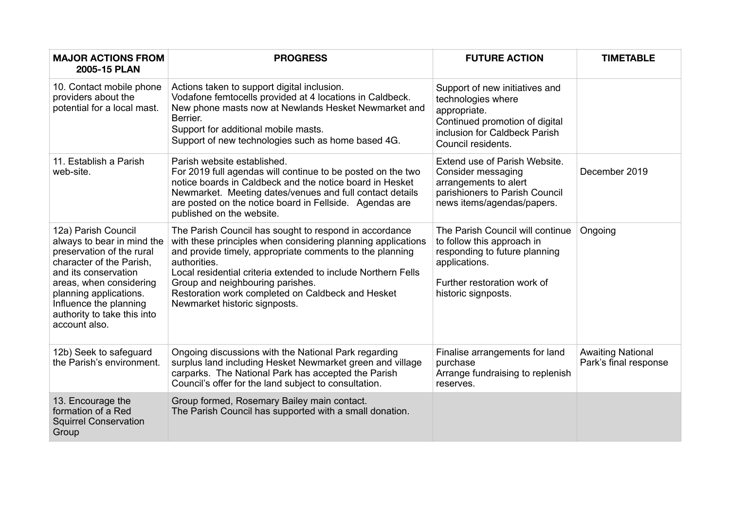| MAJOR ACTIONS FROM 2005-15 PLAN | PROGRESS | FUTURE ACTION | TIMETABLE |
|---|---|---|---|
| 10. Contact mobile phone providers about the potential for a local mast. | Actions taken to support digital inclusion.<br>Vodafone femtocells provided at 4 locations in Caldbeck.<br>New phone masts now at Newlands Hesket Newmarket and Berrier.<br>Support for additional mobile masts.<br>Support of new technologies such as home based 4G. | Support of new initiatives and technologies where appropriate.<br>Continued promotion of digital inclusion for Caldbeck Parish Council residents. | |
| 11. Establish a Parish web-site. | Parish website established.<br>For 2019 full agendas will continue to be posted on the two notice boards in Caldbeck and the notice board in Hesket Newmarket. Meeting dates/venues and full contact details are posted on the notice board in Fellside. Agendas are published on the website. | Extend use of Parish Website.<br>Consider messaging arrangements to alert parishioners to Parish Council news items/agendas/papers. | December 2019 |
| 12a) Parish Council always to bear in mind the preservation of the rural character of the Parish, and its conservation areas, when considering planning applications. Influence the planning authority to take this into account also. | The Parish Council has sought to respond in accordance with these principles when considering planning applications and provide timely, appropriate comments to the planning authorities.<br>Local residential criteria extended to include Northern Fells Group and neighbouring parishes.<br>Restoration work completed on Caldbeck and Hesket Newmarket historic signposts. | The Parish Council will continue to follow this approach in responding to future planning applications.<br><br>Further restoration work of historic signposts. | Ongoing |
| 12b) Seek to safeguard the Parish's environment. | Ongoing discussions with the National Park regarding surplus land including Hesket Newmarket green and village carparks. The National Park has accepted the Parish Council's offer for the land subject to consultation. | Finalise arrangements for land purchase<br>Arrange fundraising to replenish reserves. | Awaiting National Park's final response |
| 13. Encourage the formation of a Red Squirrel Conservation Group | Group formed, Rosemary Bailey main contact.<br>The Parish Council has supported with a small donation. | | |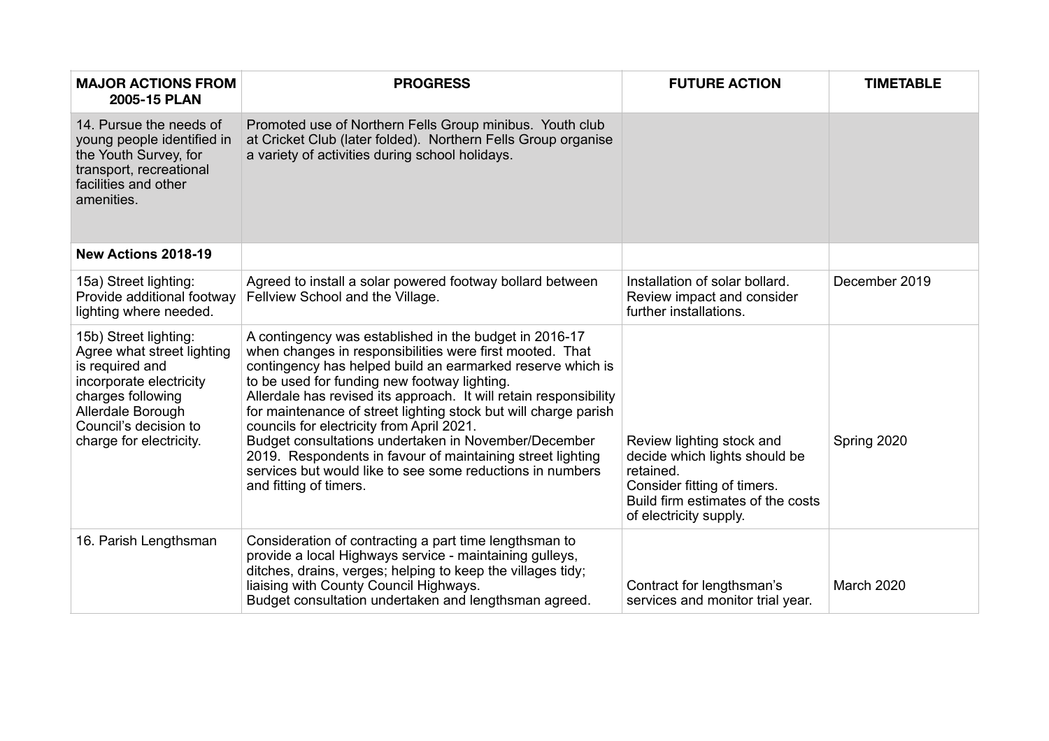| MAJOR ACTIONS FROM 2005-15 PLAN | PROGRESS | FUTURE ACTION | TIMETABLE |
|---|---|---|---|
| 14. Pursue the needs of young people identified in the Youth Survey, for transport, recreational facilities and other amenities. | Promoted use of Northern Fells Group minibus. Youth club at Cricket Club (later folded). Northern Fells Group organise a variety of activities during school holidays. | | |
| **New Actions 2018-19** | | | |
| 15a) Street lighting: Provide additional footway lighting where needed. | Agreed to install a solar powered footway bollard between Fellview School and the Village. | Installation of solar bollard. Review impact and consider further installations. | December 2019 |
| 15b) Street lighting: Agree what street lighting is required and incorporate electricity charges following Allerdale Borough Council's decision to charge for electricity. | A contingency was established in the budget in 2016-17 when changes in responsibilities were first mooted. That contingency has helped build an earmarked reserve which is to be used for funding new footway lighting.<br>Allerdale has revised its approach. It will retain responsibility for maintenance of street lighting stock but will charge parish councils for electricity from April 2021.<br>Budget consultations undertaken in November/December 2019. Respondents in favour of maintaining street lighting services but would like to see some reductions in numbers and fitting of timers. | Review lighting stock and decide which lights should be retained.<br>Consider fitting of timers.<br>Build firm estimates of the costs of electricity supply. | Spring 2020 |
| 16. Parish Lengthsman | Consideration of contracting a part time lengthsman to provide a local Highways service - maintaining gulleys, ditches, drains, verges; helping to keep the villages tidy; liaising with County Council Highways.<br>Budget consultation undertaken and lengthsman agreed. | Contract for lengthsman's services and monitor trial year. | March 2020 |